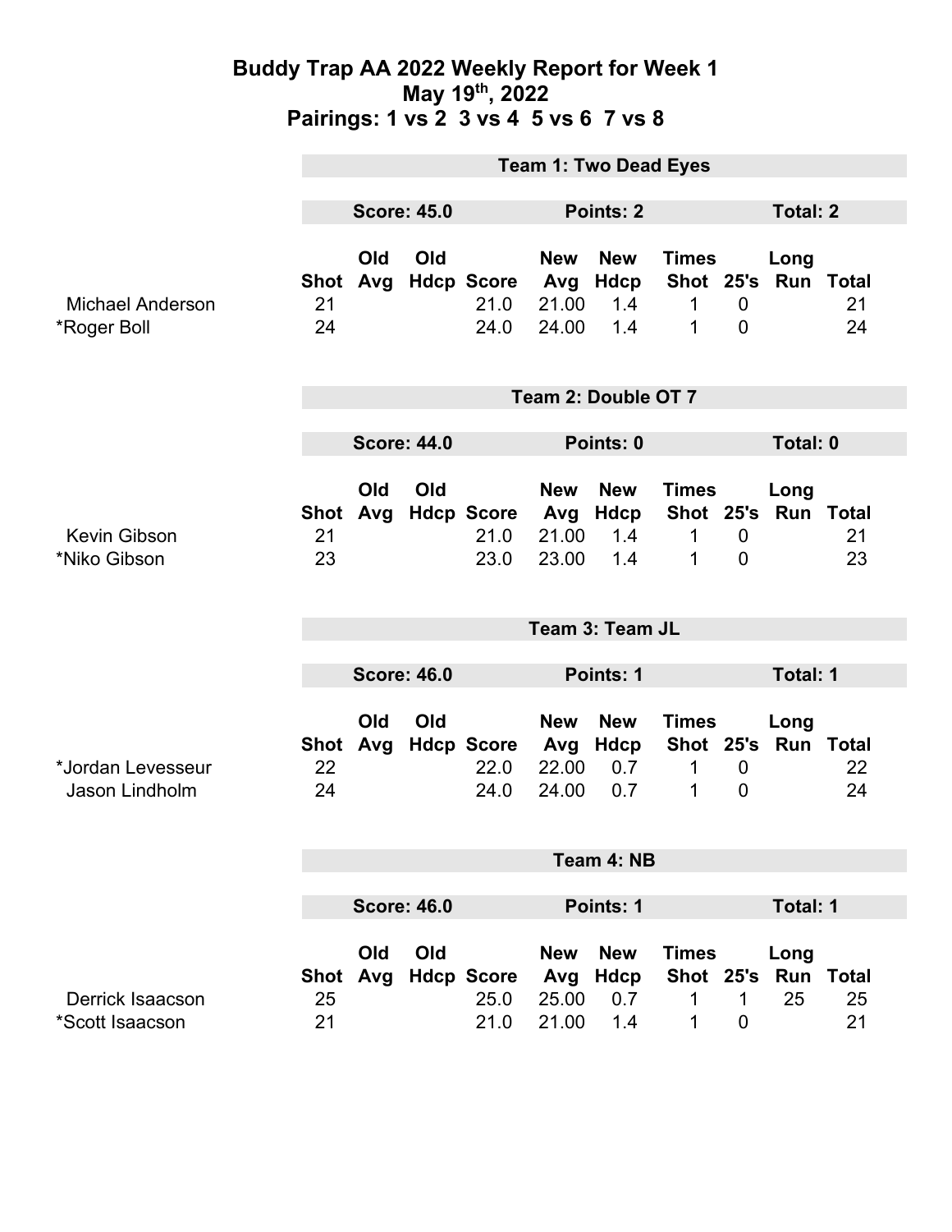# Buddy Trap AA 2022 Weekly Report for Week 1
## May 19th, 2022
## Pairings: 1 vs 2  3 vs 4  5 vs 6  7 vs 8

### Team 1: Two Dead Eyes

**Score: 45.0** | **Points: 2** | **Total: 2**

| | Shot | Old Avg | Old Hdcp | Score | New Avg | New Hdcp | Times Shot | 25's | Long Run | Total |
|---|---|---|---|---|---|---|---|---|---|---|
| Michael Anderson | 21 | | | 21.0 | 21.00 | 1.4 | 1 | 0 | | 21 |
| *Roger Boll | 24 | | | 24.0 | 24.00 | 1.4 | 1 | 0 | | 24 |

### Team 2: Double OT 7

**Score: 44.0** | **Points: 0** | **Total: 0**

| | Shot | Old Avg | Old Hdcp | Score | New Avg | New Hdcp | Times Shot | 25's | Long Run | Total |
|---|---|---|---|---|---|---|---|---|---|---|
| Kevin Gibson | 21 | | | 21.0 | 21.00 | 1.4 | 1 | 0 | | 21 |
| *Niko Gibson | 23 | | | 23.0 | 23.00 | 1.4 | 1 | 0 | | 23 |

### Team 3: Team JL

**Score: 46.0** | **Points: 1** | **Total: 1**

| | Shot | Old Avg | Old Hdcp | Score | New Avg | New Hdcp | Times Shot | 25's | Long Run | Total |
|---|---|---|---|---|---|---|---|---|---|---|
| *Jordan Levesseur | 22 | | | 22.0 | 22.00 | 0.7 | 1 | 0 | | 22 |
| Jason Lindholm | 24 | | | 24.0 | 24.00 | 0.7 | 1 | 0 | | 24 |

### Team 4: NB

**Score: 46.0** | **Points: 1** | **Total: 1**

| | Shot | Old Avg | Old Hdcp | Score | New Avg | New Hdcp | Times Shot | 25's | Long Run | Total |
|---|---|---|---|---|---|---|---|---|---|---|
| Derrick Isaacson | 25 | | | 25.0 | 25.00 | 0.7 | 1 | 1 | 25 | 25 |
| *Scott Isaacson | 21 | | | 21.0 | 21.00 | 1.4 | 1 | 0 | | 21 |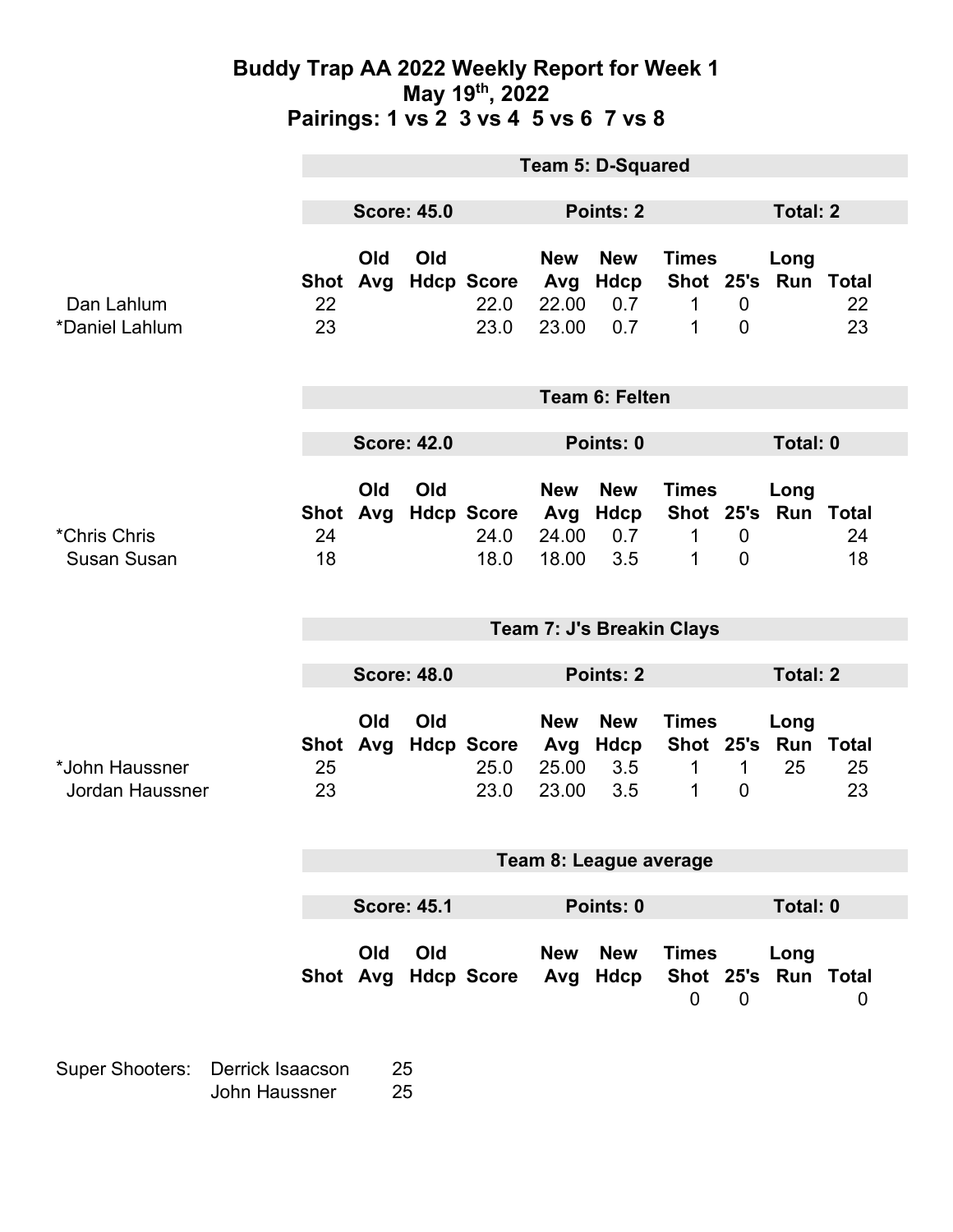# Buddy Trap AA 2022 Weekly Report for Week 1

## May 19th, 2022

## Pairings: 1 vs 2 3 vs 4 5 vs 6 7 vs 8

### Team 5: D-Squared

**Score: 45.0** | **Points: 2** | **Total: 2**

| | Shot | Old Avg | Old Hdcp | Score | New Avg | New Hdcp | Times Shot | 25's | Long Run | Total |
|---|---|---|---|---|---|---|---|---|---|---|
| Dan Lahlum | 22 | | | 22.0 | 22.00 | 0.7 | 1 | 0 | | 22 |
| *Daniel Lahlum | 23 | | | 23.0 | 23.00 | 0.7 | 1 | 0 | | 23 |

### Team 6: Felten

**Score: 42.0** | **Points: 0** | **Total: 0**

| | Shot | Old Avg | Old Hdcp | Score | New Avg | New Hdcp | Times Shot | 25's | Long Run | Total |
|---|---|---|---|---|---|---|---|---|---|---|
| *Chris Chris | 24 | | | 24.0 | 24.00 | 0.7 | 1 | 0 | | 24 |
| Susan Susan | 18 | | | 18.0 | 18.00 | 3.5 | 1 | 0 | | 18 |

### Team 7: J's Breakin Clays

**Score: 48.0** | **Points: 2** | **Total: 2**

| | Shot | Old Avg | Old Hdcp | Score | New Avg | New Hdcp | Times Shot | 25's | Long Run | Total |
|---|---|---|---|---|---|---|---|---|---|---|
| *John Haussner | 25 | | | 25.0 | 25.00 | 3.5 | 1 | 1 | 25 | 25 |
| Jordan Haussner | 23 | | | 23.0 | 23.00 | 3.5 | 1 | 0 | | 23 |

### Team 8: League average

**Score: 45.1** | **Points: 0** | **Total: 0**

| | Shot | Old Avg | Old Hdcp | Score | New Avg | New Hdcp | Times Shot | 25's | Long Run | Total |
|---|---|---|---|---|---|---|---|---|---|---|
| | | | | | | | 0 | 0 | | 0 |

Super Shooters:

| | |
|---|---|
| Derrick Isaacson | 25 |
| John Haussner | 25 |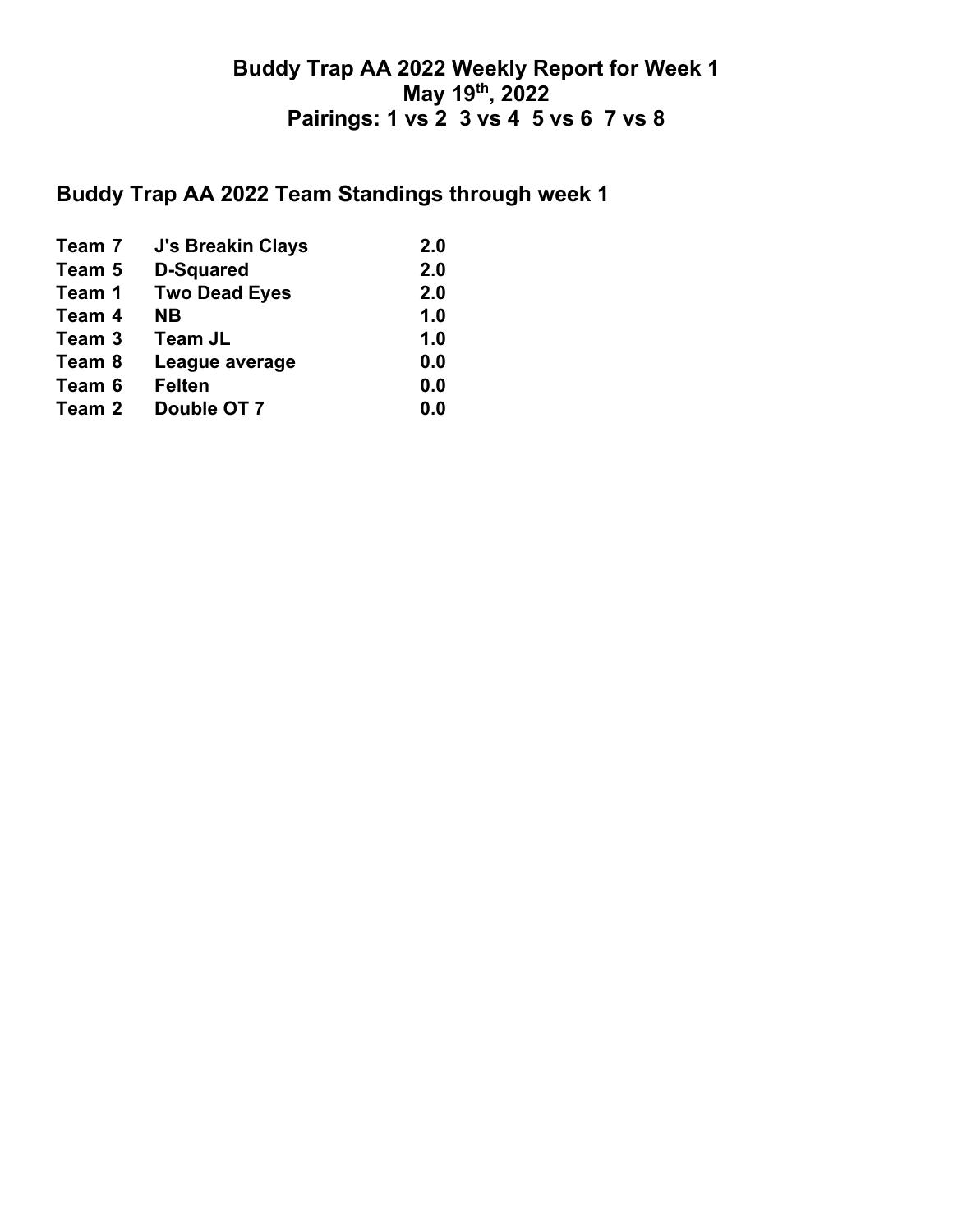# Buddy Trap AA 2022 Weekly Report for Week 1
## May 19th, 2022
## Pairings: 1 vs 2  3 vs 4  5 vs 6  7 vs 8

## Buddy Trap AA 2022 Team Standings through week 1

| | | |
|---|---|---|
| **Team 7** | **J's Breakin Clays** | **2.0** |
| **Team 5** | **D-Squared** | **2.0** |
| **Team 1** | **Two Dead Eyes** | **2.0** |
| **Team 4** | **NB** | **1.0** |
| **Team 3** | **Team JL** | **1.0** |
| **Team 8** | **League average** | **0.0** |
| **Team 6** | **Felten** | **0.0** |
| **Team 2** | **Double OT 7** | **0.0** |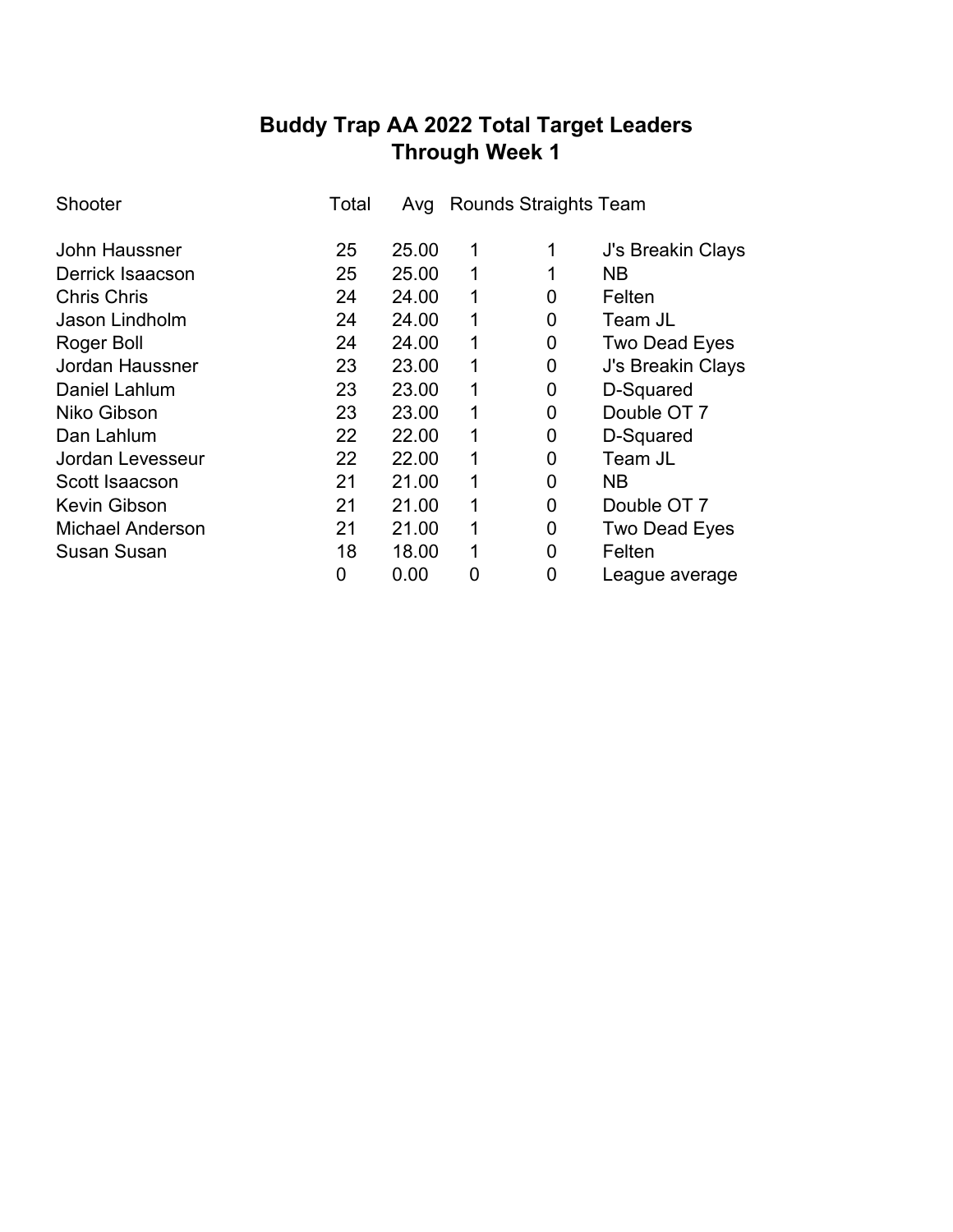# Buddy Trap AA 2022 Total Target Leaders
## Through Week 1

| Shooter | Total | Avg | Rounds | Straights | Team |
|---|---|---|---|---|---|
| John Haussner | 25 | 25.00 | 1 | 1 | J's Breakin Clays |
| Derrick Isaacson | 25 | 25.00 | 1 | 1 | NB |
| Chris Chris | 24 | 24.00 | 1 | 0 | Felten |
| Jason Lindholm | 24 | 24.00 | 1 | 0 | Team JL |
| Roger Boll | 24 | 24.00 | 1 | 0 | Two Dead Eyes |
| Jordan Haussner | 23 | 23.00 | 1 | 0 | J's Breakin Clays |
| Daniel Lahlum | 23 | 23.00 | 1 | 0 | D-Squared |
| Niko Gibson | 23 | 23.00 | 1 | 0 | Double OT 7 |
| Dan Lahlum | 22 | 22.00 | 1 | 0 | D-Squared |
| Jordan Levesseur | 22 | 22.00 | 1 | 0 | Team JL |
| Scott Isaacson | 21 | 21.00 | 1 | 0 | NB |
| Kevin Gibson | 21 | 21.00 | 1 | 0 | Double OT 7 |
| Michael Anderson | 21 | 21.00 | 1 | 0 | Two Dead Eyes |
| Susan Susan | 18 | 18.00 | 1 | 0 | Felten |
| | 0 | 0.00 | 0 | 0 | League average |